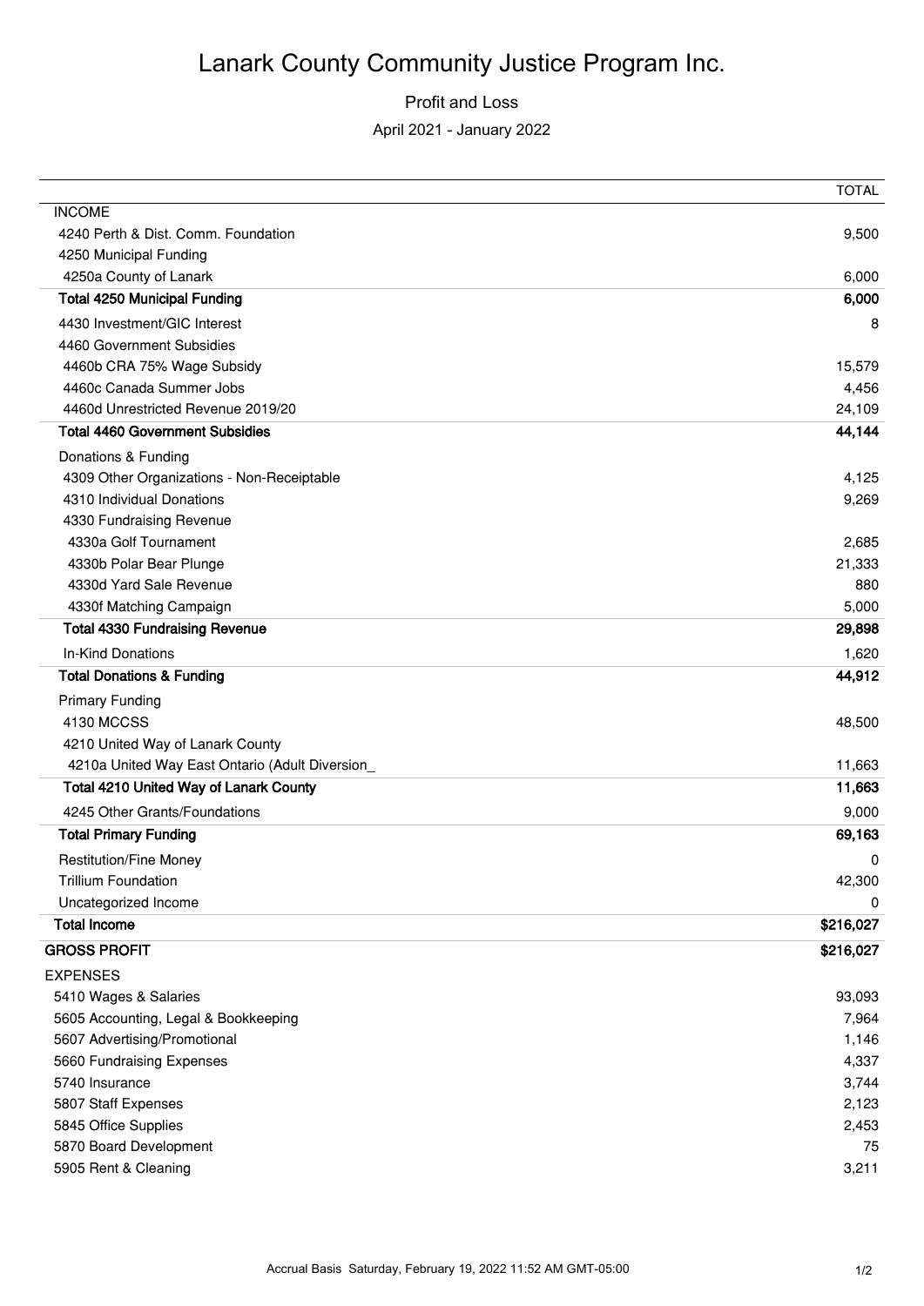# Lanark County Community Justice Program Inc.

Profit and Loss

April 2021 - January 2022

| | TOTAL |
|---|---|
| INCOME | |
| 4240 Perth & Dist. Comm. Foundation | 9,500 |
| 4250 Municipal Funding | |
| 4250a County of Lanark | 6,000 |
| **Total 4250 Municipal Funding** | **6,000** |
| 4430 Investment/GIC Interest | 8 |
| 4460 Government Subsidies | |
| 4460b CRA 75% Wage Subsidy | 15,579 |
| 4460c Canada Summer Jobs | 4,456 |
| 4460d Unrestricted Revenue 2019/20 | 24,109 |
| **Total 4460 Government Subsidies** | **44,144** |
| Donations & Funding | |
| 4309 Other Organizations - Non-Receiptable | 4,125 |
| 4310 Individual Donations | 9,269 |
| 4330 Fundraising Revenue | |
| 4330a Golf Tournament | 2,685 |
| 4330b Polar Bear Plunge | 21,333 |
| 4330d Yard Sale Revenue | 880 |
| 4330f Matching Campaign | 5,000 |
| **Total 4330 Fundraising Revenue** | **29,898** |
| In-Kind Donations | 1,620 |
| **Total Donations & Funding** | **44,912** |
| Primary Funding | |
| 4130 MCCSS | 48,500 |
| 4210 United Way of Lanark County | |
| 4210a United Way East Ontario (Adult Diversion_ | 11,663 |
| **Total 4210 United Way of Lanark County** | **11,663** |
| 4245 Other Grants/Foundations | 9,000 |
| **Total Primary Funding** | **69,163** |
| Restitution/Fine Money | 0 |
| Trillium Foundation | 42,300 |
| Uncategorized Income | 0 |
| **Total Income** | **$216,027** |
| **GROSS PROFIT** | **$216,027** |
| EXPENSES | |
| 5410 Wages & Salaries | 93,093 |
| 5605 Accounting, Legal & Bookkeeping | 7,964 |
| 5607 Advertising/Promotional | 1,146 |
| 5660 Fundraising Expenses | 4,337 |
| 5740 Insurance | 3,744 |
| 5807 Staff Expenses | 2,123 |
| 5845 Office Supplies | 2,453 |
| 5870 Board Development | 75 |
| 5905 Rent & Cleaning | 3,211 |

Accrual Basis Saturday, February 19, 2022 11:52 AM GMT-05:00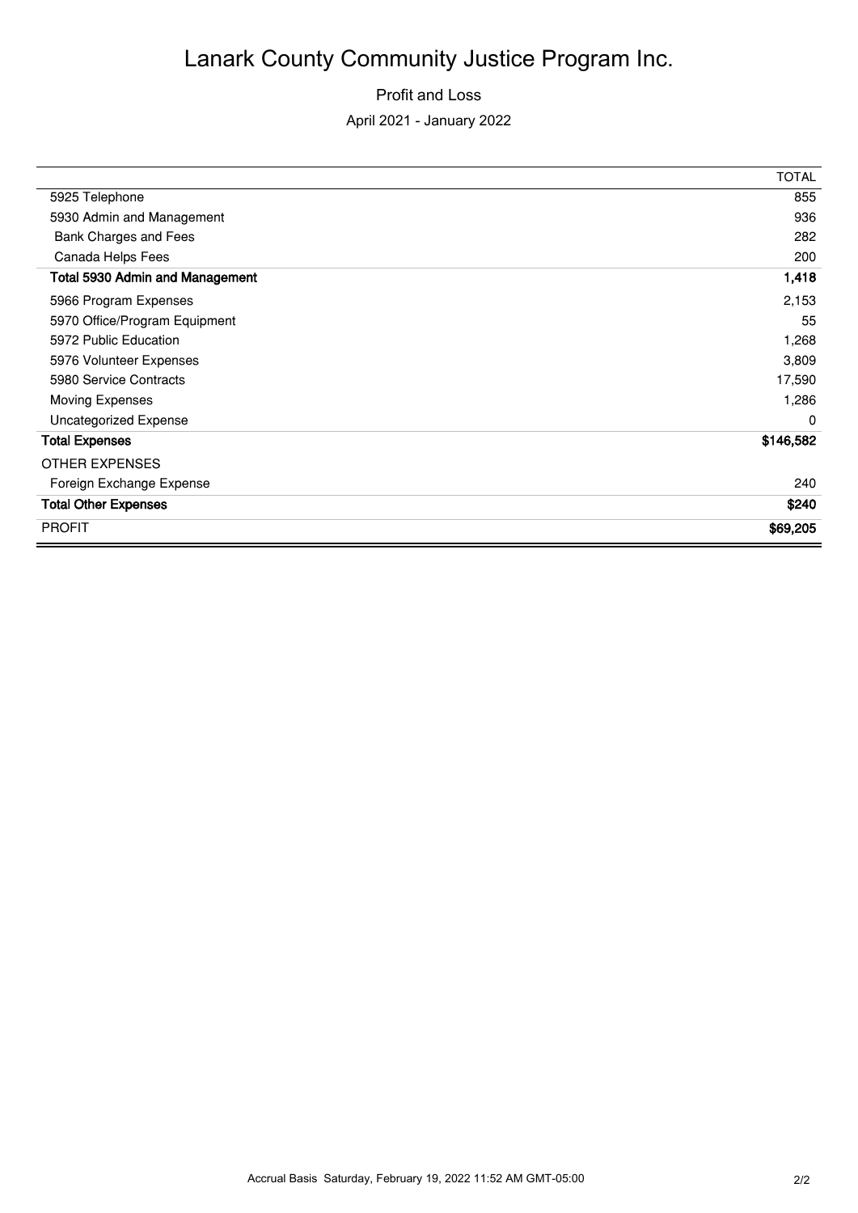# Lanark County Community Justice Program Inc.

Profit and Loss

April 2021 - January 2022

| | TOTAL |
|---|---|
| 5925 Telephone | 855 |
| 5930 Admin and Management | 936 |
| Bank Charges and Fees | 282 |
| Canada Helps Fees | 200 |
| **Total 5930 Admin and Management** | **1,418** |
| 5966 Program Expenses | 2,153 |
| 5970 Office/Program Equipment | 55 |
| 5972 Public Education | 1,268 |
| 5976 Volunteer Expenses | 3,809 |
| 5980 Service Contracts | 17,590 |
| Moving Expenses | 1,286 |
| Uncategorized Expense | 0 |
| **Total Expenses** | **$146,582** |
| OTHER EXPENSES | |
| Foreign Exchange Expense | 240 |
| **Total Other Expenses** | **$240** |
| PROFIT | **$69,205** |

Accrual Basis Saturday, February 19, 2022 11:52 AM GMT-05:00